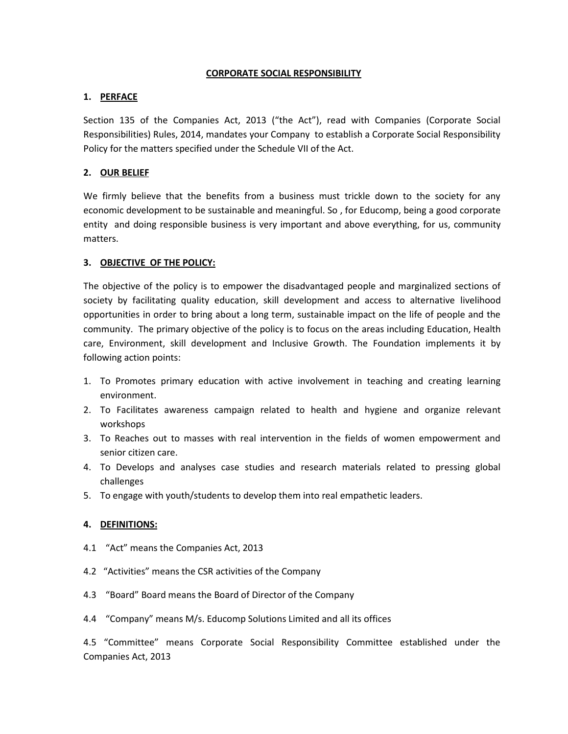# CORPORATE SOCIAL RESPONSIBILITY

## 1. PERFACE

Section 135 of the Companies Act, 2013 ("the Act"), read with Companies (Corporate Social Responsibilities) Rules, 2014, mandates your Company to establish a Corporate Social Responsibility Policy for the matters specified under the Schedule VII of the Act.

## 2. OUR BELIEF

We firmly believe that the benefits from a business must trickle down to the society for any economic development to be sustainable and meaningful. So , for Educomp, being a good corporate entity and doing responsible business is very important and above everything, for us, community matters.

## 3. OBJECTIVE OF THE POLICY:

The objective of the policy is to empower the disadvantaged people and marginalized sections of society by facilitating quality education, skill development and access to alternative livelihood opportunities in order to bring about a long term, sustainable impact on the life of people and the community. The primary objective of the policy is to focus on the areas including Education, Health care, Environment, skill development and Inclusive Growth. The Foundation implements it by following action points:

1. To Promotes primary education with active involvement in teaching and creating learning environment.
2. To Facilitates awareness campaign related to health and hygiene and organize relevant workshops
3. To Reaches out to masses with real intervention in the fields of women empowerment and senior citizen care.
4. To Develops and analyses case studies and research materials related to pressing global challenges
5. To engage with youth/students to develop them into real empathetic leaders.

## 4. DEFINITIONS:

4.1 "Act" means the Companies Act, 2013

4.2 "Activities" means the CSR activities of the Company

4.3 "Board" Board means the Board of Director of the Company

4.4 "Company" means M/s. Educomp Solutions Limited and all its offices

4.5 "Committee" means Corporate Social Responsibility Committee established under the Companies Act, 2013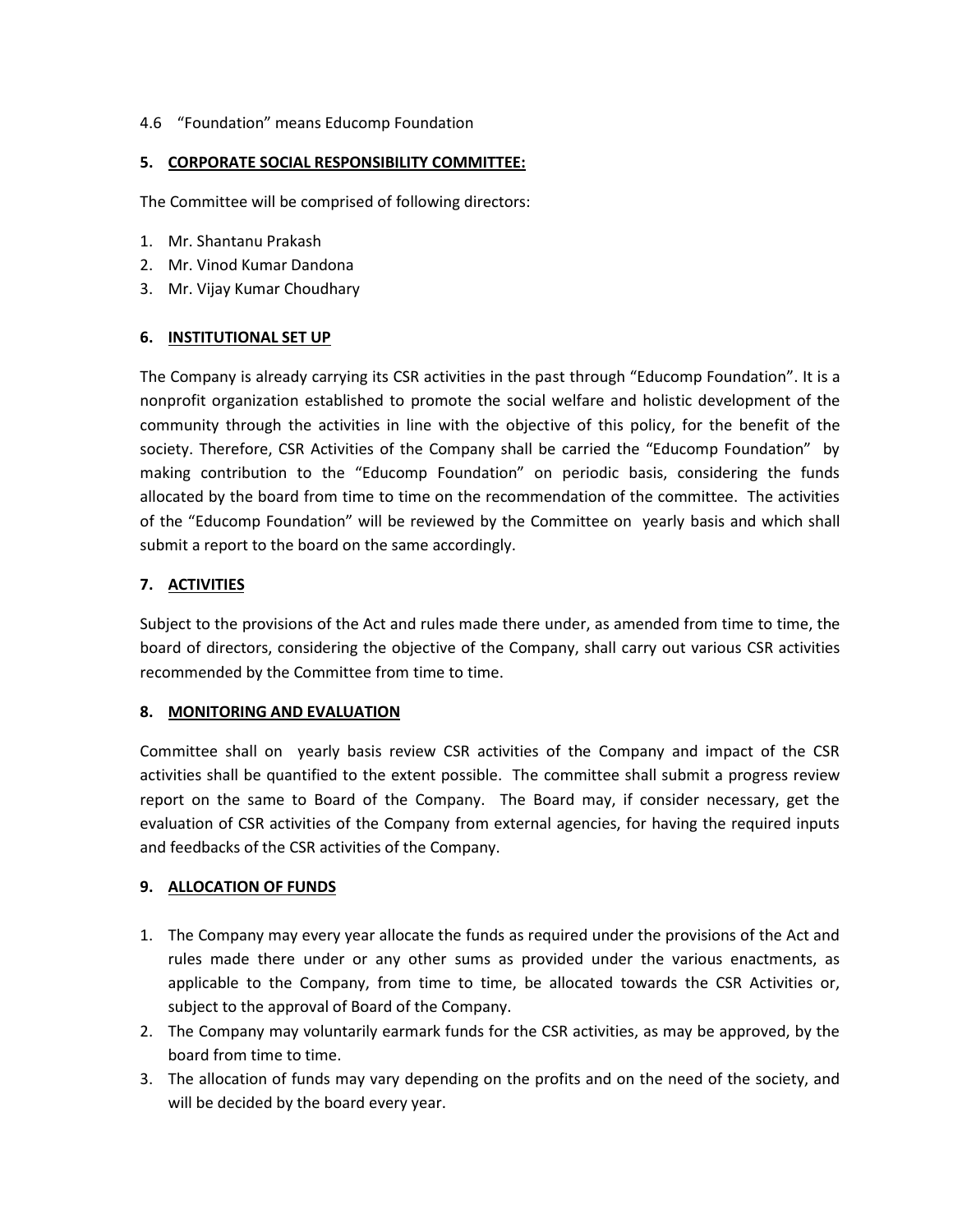4.6 "Foundation" means Educomp Foundation

## 5. CORPORATE SOCIAL RESPONSIBILITY COMMITTEE:

The Committee will be comprised of following directors:

1. Mr. Shantanu Prakash
2. Mr. Vinod Kumar Dandona
3. Mr. Vijay Kumar Choudhary

## 6. INSTITUTIONAL SET UP

The Company is already carrying its CSR activities in the past through "Educomp Foundation". It is a nonprofit organization established to promote the social welfare and holistic development of the community through the activities in line with the objective of this policy, for the benefit of the society. Therefore, CSR Activities of the Company shall be carried the "Educomp Foundation" by making contribution to the "Educomp Foundation" on periodic basis, considering the funds allocated by the board from time to time on the recommendation of the committee. The activities of the "Educomp Foundation" will be reviewed by the Committee on yearly basis and which shall submit a report to the board on the same accordingly.

## 7. ACTIVITIES

Subject to the provisions of the Act and rules made there under, as amended from time to time, the board of directors, considering the objective of the Company, shall carry out various CSR activities recommended by the Committee from time to time.

## 8. MONITORING AND EVALUATION

Committee shall on yearly basis review CSR activities of the Company and impact of the CSR activities shall be quantified to the extent possible. The committee shall submit a progress review report on the same to Board of the Company. The Board may, if consider necessary, get the evaluation of CSR activities of the Company from external agencies, for having the required inputs and feedbacks of the CSR activities of the Company.

## 9. ALLOCATION OF FUNDS

1. The Company may every year allocate the funds as required under the provisions of the Act and rules made there under or any other sums as provided under the various enactments, as applicable to the Company, from time to time, be allocated towards the CSR Activities or, subject to the approval of Board of the Company.
2. The Company may voluntarily earmark funds for the CSR activities, as may be approved, by the board from time to time.
3. The allocation of funds may vary depending on the profits and on the need of the society, and will be decided by the board every year.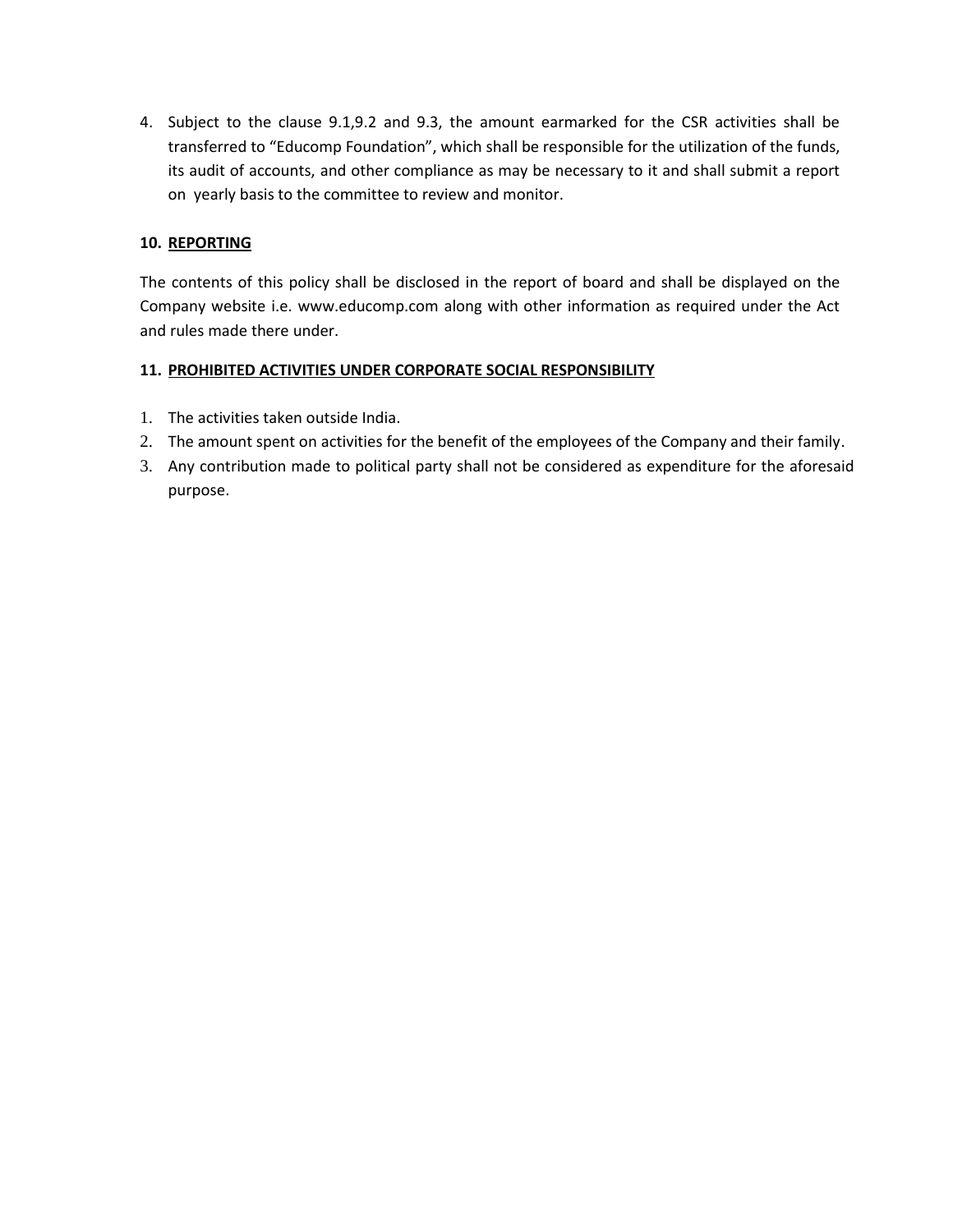4. Subject to the clause 9.1,9.2 and 9.3, the amount earmarked for the CSR activities shall be transferred to "Educomp Foundation", which shall be responsible for the utilization of the funds, its audit of accounts, and other compliance as may be necessary to it and shall submit a report on yearly basis to the committee to review and monitor.

## 10. REPORTING

The contents of this policy shall be disclosed in the report of board and shall be displayed on the Company website i.e. www.educomp.com along with other information as required under the Act and rules made there under.

## 11. PROHIBITED ACTIVITIES UNDER CORPORATE SOCIAL RESPONSIBILITY

1. The activities taken outside India.
2. The amount spent on activities for the benefit of the employees of the Company and their family.
3. Any contribution made to political party shall not be considered as expenditure for the aforesaid purpose.